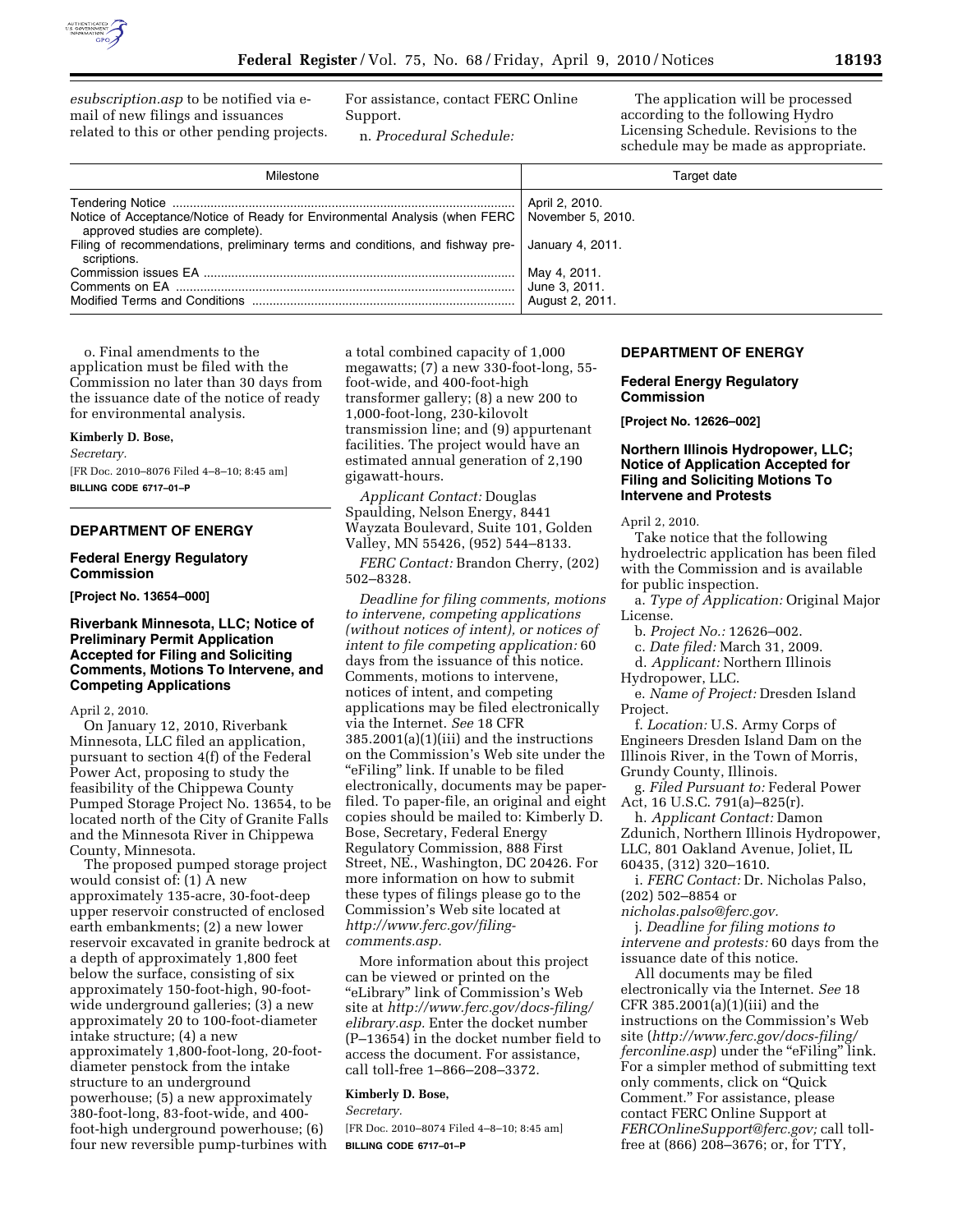esubscription.asp to be notified via e-mail of new filings and issuances related to this or other pending projects. For assistance, contact FERC Online Support.

n. *Procedural Schedule:*

The application will be processed according to the following Hydro Licensing Schedule. Revisions to the schedule may be made as appropriate.

| Milestone | Target date |
|---|---|
| Tendering Notice | April 2, 2010. |
| Notice of Acceptance/Notice of Ready for Environmental Analysis (when FERC approved studies are complete). | November 5, 2010. |
| Filing of recommendations, preliminary terms and conditions, and fishway prescriptions. | January 4, 2011. |
| Commission issues EA | May 4, 2011. |
| Comments on EA | June 3, 2011. |
| Modified Terms and Conditions | August 2, 2011. |

o. Final amendments to the application must be filed with the Commission no later than 30 days from the issuance date of the notice of ready for environmental analysis.

**Kimberly D. Bose,**

*Secretary.*

[FR Doc. 2010–8076 Filed 4–8–10; 8:45 am]

**BILLING CODE 6717–01–P**

## DEPARTMENT OF ENERGY

### Federal Energy Regulatory Commission

**[Project No. 13654–000]**

### Riverbank Minnesota, LLC; Notice of Preliminary Permit Application Accepted for Filing and Soliciting Comments, Motions To Intervene, and Competing Applications

April 2, 2010.

On January 12, 2010, Riverbank Minnesota, LLC filed an application, pursuant to section 4(f) of the Federal Power Act, proposing to study the feasibility of the Chippewa County Pumped Storage Project No. 13654, to be located north of the City of Granite Falls and the Minnesota River in Chippewa County, Minnesota.

The proposed pumped storage project would consist of: (1) A new approximately 135-acre, 30-foot-deep upper reservoir constructed of enclosed earth embankments; (2) a new lower reservoir excavated in granite bedrock at a depth of approximately 1,800 feet below the surface, consisting of six approximately 150-foot-high, 90-foot-wide underground galleries; (3) a new approximately 20 to 100-foot-diameter intake structure; (4) a new approximately 1,800-foot-long, 20-foot-diameter penstock from the intake structure to an underground powerhouse; (5) a new approximately 380-foot-long, 83-foot-wide, and 400-foot-high underground powerhouse; (6) four new reversible pump-turbines with a total combined capacity of 1,000 megawatts; (7) a new 330-foot-long, 55-foot-wide, and 400-foot-high transformer gallery; (8) a new 200 to 1,000-foot-long, 230-kilovolt transmission line; and (9) appurtenant facilities. The project would have an estimated annual generation of 2,190 gigawatt-hours.

*Applicant Contact:* Douglas Spaulding, Nelson Energy, 8441 Wayzata Boulevard, Suite 101, Golden Valley, MN 55426, (952) 544–8133.

*FERC Contact:* Brandon Cherry, (202) 502–8328.

*Deadline for filing comments, motions to intervene, competing applications (without notices of intent), or notices of intent to file competing application:* 60 days from the issuance of this notice. Comments, motions to intervene, notices of intent, and competing applications may be filed electronically via the Internet. *See* 18 CFR 385.2001(a)(1)(iii) and the instructions on the Commission's Web site under the "eFiling" link. If unable to be filed electronically, documents may be paper-filed. To paper-file, an original and eight copies should be mailed to: Kimberly D. Bose, Secretary, Federal Energy Regulatory Commission, 888 First Street, NE., Washington, DC 20426. For more information on how to submit these types of filings please go to the Commission's Web site located at *http://www.ferc.gov/filing-comments.asp.*

More information about this project can be viewed or printed on the "eLibrary" link of Commission's Web site at *http://www.ferc.gov/docs-filing/elibrary.asp.* Enter the docket number (P–13654) in the docket number field to access the document. For assistance, call toll-free 1–866–208–3372.

**Kimberly D. Bose,**

*Secretary.*

[FR Doc. 2010–8074 Filed 4–8–10; 8:45 am]

**BILLING CODE 6717–01–P**

## DEPARTMENT OF ENERGY

### Federal Energy Regulatory Commission

**[Project No. 12626–002]**

### Northern Illinois Hydropower, LLC; Notice of Application Accepted for Filing and Soliciting Motions To Intervene and Protests

April 2, 2010.

Take notice that the following hydroelectric application has been filed with the Commission and is available for public inspection.

a. *Type of Application:* Original Major License.

b. *Project No.:* 12626–002.

c. *Date filed:* March 31, 2009.

d. *Applicant:* Northern Illinois Hydropower, LLC.

e. *Name of Project:* Dresden Island Project.

f. *Location:* U.S. Army Corps of Engineers Dresden Island Dam on the Illinois River, in the Town of Morris, Grundy County, Illinois.

g. *Filed Pursuant to:* Federal Power Act, 16 U.S.C. 791(a)–825(r).

h. *Applicant Contact:* Damon Zdunich, Northern Illinois Hydropower, LLC, 801 Oakland Avenue, Joliet, IL 60435, (312) 320–1610.

i. *FERC Contact:* Dr. Nicholas Palso, (202) 502–8854 or *nicholas.palso@ferc.gov.*

j. *Deadline for filing motions to intervene and protests:* 60 days from the issuance date of this notice.

All documents may be filed electronically via the Internet. *See* 18 CFR 385.2001(a)(1)(iii) and the instructions on the Commission's Web site (*http://www.ferc.gov/docs-filing/ferconline.asp*) under the "eFiling" link. For a simpler method of submitting text only comments, click on "Quick Comment." For assistance, please contact FERC Online Support at *FERCOnlineSupport@ferc.gov;* call toll-free at (866) 208–3676; or, for TTY,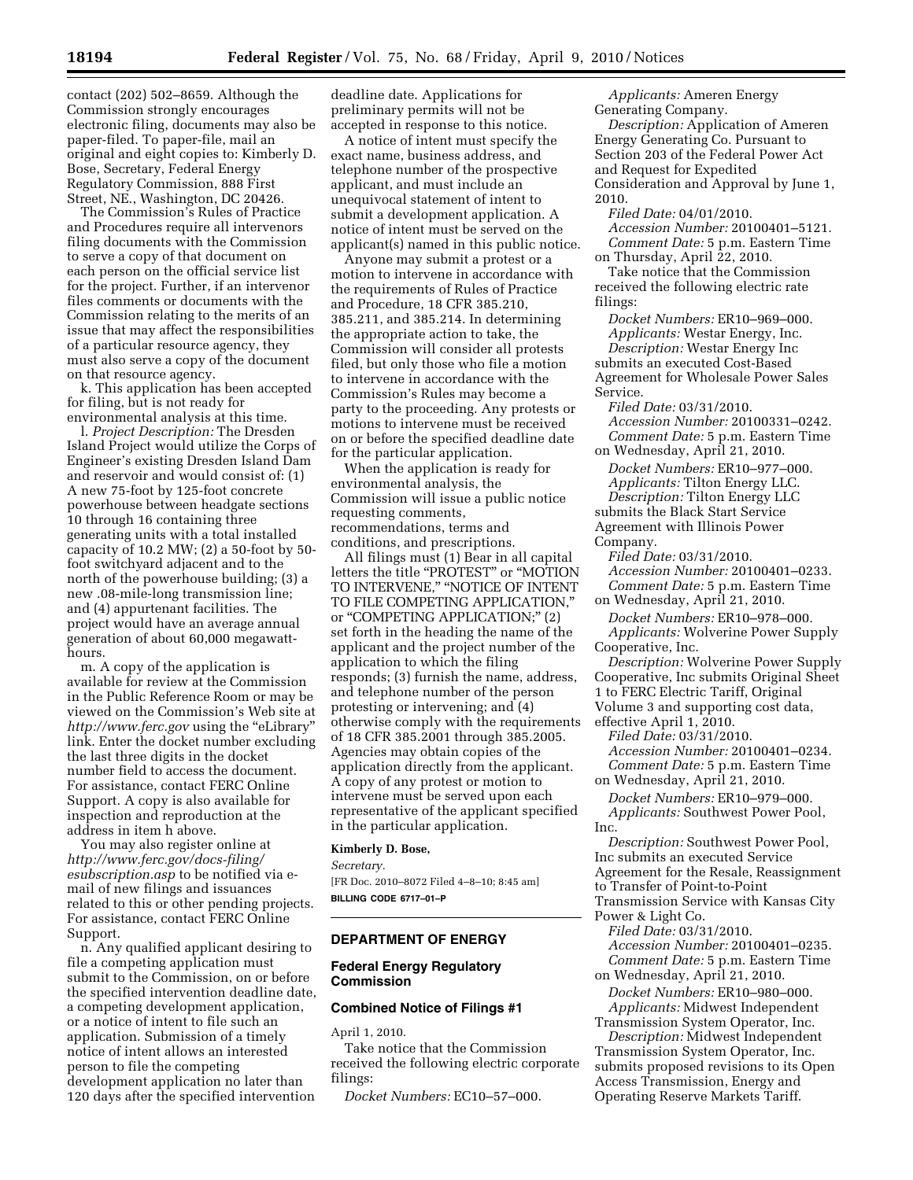contact (202) 502–8659. Although the Commission strongly encourages electronic filing, documents may also be paper-filed. To paper-file, mail an original and eight copies to: Kimberly D. Bose, Secretary, Federal Energy Regulatory Commission, 888 First Street, NE., Washington, DC 20426.

The Commission's Rules of Practice and Procedures require all intervenors filing documents with the Commission to serve a copy of that document on each person on the official service list for the project. Further, if an intervenor files comments or documents with the Commission relating to the merits of an issue that may affect the responsibilities of a particular resource agency, they must also serve a copy of the document on that resource agency.

k. This application has been accepted for filing, but is not ready for environmental analysis at this time.

l. *Project Description:* The Dresden Island Project would utilize the Corps of Engineer's existing Dresden Island Dam and reservoir and would consist of: (1) A new 75-foot by 125-foot concrete powerhouse between headgate sections 10 through 16 containing three generating units with a total installed capacity of 10.2 MW; (2) a 50-foot by 50-foot switchyard adjacent and to the north of the powerhouse building; (3) a new .08-mile-long transmission line; and (4) appurtenant facilities. The project would have an average annual generation of about 60,000 megawatt-hours.

m. A copy of the application is available for review at the Commission in the Public Reference Room or may be viewed on the Commission's Web site at *http://www.ferc.gov* using the "eLibrary" link. Enter the docket number excluding the last three digits in the docket number field to access the document. For assistance, contact FERC Online Support. A copy is also available for inspection and reproduction at the address in item h above.

You may also register online at *http://www.ferc.gov/docs-filing/esubscription.asp* to be notified via e-mail of new filings and issuances related to this or other pending projects. For assistance, contact FERC Online Support.

n. Any qualified applicant desiring to file a competing application must submit to the Commission, on or before the specified intervention deadline date, a competing development application, or a notice of intent to file such an application. Submission of a timely notice of intent allows an interested person to file the competing development application no later than 120 days after the specified intervention deadline date. Applications for preliminary permits will not be accepted in response to this notice.

A notice of intent must specify the exact name, business address, and telephone number of the prospective applicant, and must include an unequivocal statement of intent to submit a development application. A notice of intent must be served on the applicant(s) named in this public notice.

Anyone may submit a protest or a motion to intervene in accordance with the requirements of Rules of Practice and Procedure, 18 CFR 385.210, 385.211, and 385.214. In determining the appropriate action to take, the Commission will consider all protests filed, but only those who file a motion to intervene in accordance with the Commission's Rules may become a party to the proceeding. Any protests or motions to intervene must be received on or before the specified deadline date for the particular application.

When the application is ready for environmental analysis, the Commission will issue a public notice requesting comments, recommendations, terms and conditions, and prescriptions.

All filings must (1) Bear in all capital letters the title "PROTEST" or "MOTION TO INTERVENE," "NOTICE OF INTENT TO FILE COMPETING APPLICATION," or "COMPETING APPLICATION;" (2) set forth in the heading the name of the applicant and the project number of the application to which the filing responds; (3) furnish the name, address, and telephone number of the person protesting or intervening; and (4) otherwise comply with the requirements of 18 CFR 385.2001 through 385.2005. Agencies may obtain copies of the application directly from the applicant. A copy of any protest or motion to intervene must be served upon each representative of the applicant specified in the particular application.

**Kimberly D. Bose,**

*Secretary.*

[FR Doc. 2010–8072 Filed 4–8–10; 8:45 am]

**BILLING CODE 6717–01–P**

## DEPARTMENT OF ENERGY

### Federal Energy Regulatory Commission

### Combined Notice of Filings #1

April 1, 2010.

Take notice that the Commission received the following electric corporate filings:

*Docket Numbers:* EC10–57–000.
*Applicants:* Ameren Energy Generating Company.
*Description:* Application of Ameren Energy Generating Co. Pursuant to Section 203 of the Federal Power Act and Request for Expedited Consideration and Approval by June 1, 2010.
*Filed Date:* 04/01/2010.
*Accession Number:* 20100401–5121.
*Comment Date:* 5 p.m. Eastern Time on Thursday, April 22, 2010.

Take notice that the Commission received the following electric rate filings:

*Docket Numbers:* ER10–969–000.
*Applicants:* Westar Energy, Inc.
*Description:* Westar Energy Inc submits an executed Cost-Based Agreement for Wholesale Power Sales Service.
*Filed Date:* 03/31/2010.
*Accession Number:* 20100331–0242.
*Comment Date:* 5 p.m. Eastern Time on Wednesday, April 21, 2010.

*Docket Numbers:* ER10–977–000.
*Applicants:* Tilton Energy LLC.
*Description:* Tilton Energy LLC submits the Black Start Service Agreement with Illinois Power Company.
*Filed Date:* 03/31/2010.
*Accession Number:* 20100401–0233.
*Comment Date:* 5 p.m. Eastern Time on Wednesday, April 21, 2010.

*Docket Numbers:* ER10–978–000.
*Applicants:* Wolverine Power Supply Cooperative, Inc.
*Description:* Wolverine Power Supply Cooperative, Inc submits Original Sheet 1 to FERC Electric Tariff, Original Volume 3 and supporting cost data, effective April 1, 2010.
*Filed Date:* 03/31/2010.
*Accession Number:* 20100401–0234.
*Comment Date:* 5 p.m. Eastern Time on Wednesday, April 21, 2010.

*Docket Numbers:* ER10–979–000.
*Applicants:* Southwest Power Pool, Inc.
*Description:* Southwest Power Pool, Inc submits an executed Service Agreement for the Resale, Reassignment to Transfer of Point-to-Point Transmission Service with Kansas City Power & Light Co.
*Filed Date:* 03/31/2010.
*Accession Number:* 20100401–0235.
*Comment Date:* 5 p.m. Eastern Time on Wednesday, April 21, 2010.

*Docket Numbers:* ER10–980–000.
*Applicants:* Midwest Independent Transmission System Operator, Inc.
*Description:* Midwest Independent Transmission System Operator, Inc. submits proposed revisions to its Open Access Transmission, Energy and Operating Reserve Markets Tariff.